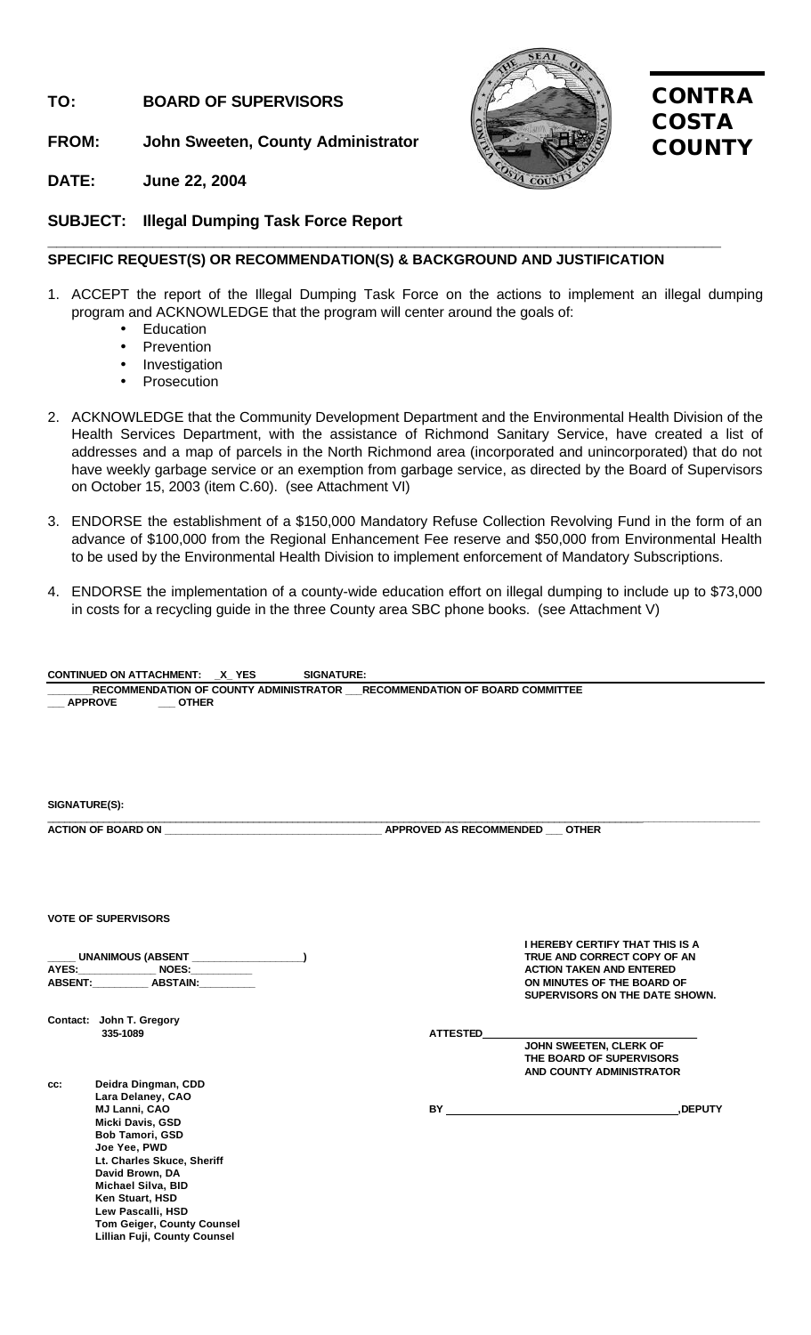**TO:** BOARD OF SUPERVISORS

**FROM:** John Sweeten, County Administrator

**DATE:** June 22, 2004

**CONTRA COSTA COUNTY**

**SUBJECT: Illegal Dumping Task Force Report**

**SPECIFIC REQUEST(S) OR RECOMMENDATION(S) & BACKGROUND AND JUSTIFICATION**

1. ACCEPT the report of the Illegal Dumping Task Force on the actions to implement an illegal dumping program and ACKNOWLEDGE that the program will center around the goals of:
   - Education
   - Prevention
   - Investigation
   - Prosecution

2. ACKNOWLEDGE that the Community Development Department and the Environmental Health Division of the Health Services Department, with the assistance of Richmond Sanitary Service, have created a list of addresses and a map of parcels in the North Richmond area (incorporated and unincorporated) that do not have weekly garbage service or an exemption from garbage service, as directed by the Board of Supervisors on October 15, 2003 (item C.60). (see Attachment VI)

3. ENDORSE the establishment of a $150,000 Mandatory Refuse Collection Revolving Fund in the form of an advance of $100,000 from the Regional Enhancement Fee reserve and $50,000 from Environmental Health to be used by the Environmental Health Division to implement enforcement of Mandatory Subscriptions.

4. ENDORSE the implementation of a county-wide education effort on illegal dumping to include up to $73,000 in costs for a recycling guide in the three County area SBC phone books. (see Attachment V)

**CONTINUED ON ATTACHMENT: _X_ YES SIGNATURE:**

**_______RECOMMENDATION OF COUNTY ADMINISTRATOR ___RECOMMENDATION OF BOARD COMMITTEE**
**___ APPROVE ___ OTHER**

**SIGNATURE(S):**

**ACTION OF BOARD ON ___________________________ APPROVED AS RECOMMENDED ___ OTHER**

**VOTE OF SUPERVISORS**

**____ UNANIMOUS (ABSENT ______________)**
**AYES:__________ NOES:__________**
**ABSENT:_________ ABSTAIN:_________**

**I HEREBY CERTIFY THAT THIS IS A TRUE AND CORRECT COPY OF AN ACTION TAKEN AND ENTERED ON MINUTES OF THE BOARD OF SUPERVISORS ON THE DATE SHOWN.**

**Contact: John T. Gregory**
**335-1089**

**ATTESTED______________________**
**JOHN SWEETEN, CLERK OF THE BOARD OF SUPERVISORS AND COUNTY ADMINISTRATOR**

**BY ______________________________,DEPUTY**

**cc:**
**Deidra Dingman, CDD**
**Lara Delaney, CAO**
**MJ Lanni, CAO**
**Micki Davis, GSD**
**Bob Tamori, GSD**
**Joe Yee, PWD**
**Lt. Charles Skuce, Sheriff**
**David Brown, DA**
**Michael Silva, BID**
**Ken Stuart, HSD**
**Lew Pascalli, HSD**
**Tom Geiger, County Counsel**
**Lillian Fuji, County Counsel**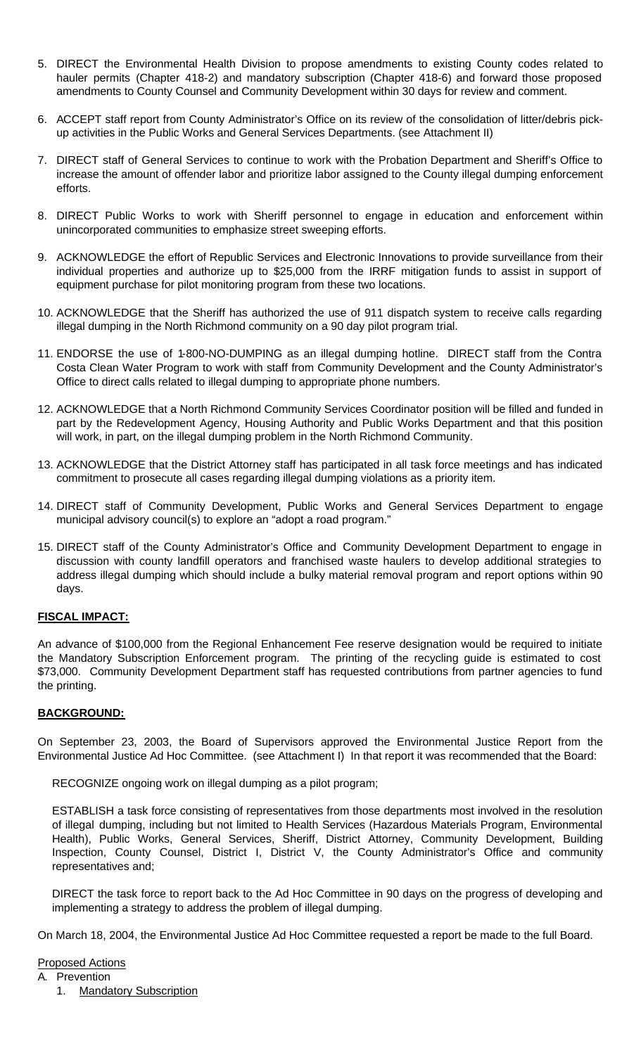5. DIRECT the Environmental Health Division to propose amendments to existing County codes related to hauler permits (Chapter 418-2) and mandatory subscription (Chapter 418-6) and forward those proposed amendments to County Counsel and Community Development within 30 days for review and comment.

6. ACCEPT staff report from County Administrator's Office on its review of the consolidation of litter/debris pick-up activities in the Public Works and General Services Departments. (see Attachment II)

7. DIRECT staff of General Services to continue to work with the Probation Department and Sheriff's Office to increase the amount of offender labor and prioritize labor assigned to the County illegal dumping enforcement efforts.

8. DIRECT Public Works to work with Sheriff personnel to engage in education and enforcement within unincorporated communities to emphasize street sweeping efforts.

9. ACKNOWLEDGE the effort of Republic Services and Electronic Innovations to provide surveillance from their individual properties and authorize up to $25,000 from the IRRF mitigation funds to assist in support of equipment purchase for pilot monitoring program from these two locations.

10. ACKNOWLEDGE that the Sheriff has authorized the use of 911 dispatch system to receive calls regarding illegal dumping in the North Richmond community on a 90 day pilot program trial.

11. ENDORSE the use of 1-800-NO-DUMPING as an illegal dumping hotline. DIRECT staff from the Contra Costa Clean Water Program to work with staff from Community Development and the County Administrator's Office to direct calls related to illegal dumping to appropriate phone numbers.

12. ACKNOWLEDGE that a North Richmond Community Services Coordinator position will be filled and funded in part by the Redevelopment Agency, Housing Authority and Public Works Department and that this position will work, in part, on the illegal dumping problem in the North Richmond Community.

13. ACKNOWLEDGE that the District Attorney staff has participated in all task force meetings and has indicated commitment to prosecute all cases regarding illegal dumping violations as a priority item.

14. DIRECT staff of Community Development, Public Works and General Services Department to engage municipal advisory council(s) to explore an "adopt a road program."

15. DIRECT staff of the County Administrator's Office and Community Development Department to engage in discussion with county landfill operators and franchised waste haulers to develop additional strategies to address illegal dumping which should include a bulky material removal program and report options within 90 days.

**FISCAL IMPACT:**

An advance of $100,000 from the Regional Enhancement Fee reserve designation would be required to initiate the Mandatory Subscription Enforcement program. The printing of the recycling guide is estimated to cost $73,000. Community Development Department staff has requested contributions from partner agencies to fund the printing.

**BACKGROUND:**

On September 23, 2003, the Board of Supervisors approved the Environmental Justice Report from the Environmental Justice Ad Hoc Committee. (see Attachment I) In that report it was recommended that the Board:

RECOGNIZE ongoing work on illegal dumping as a pilot program;

ESTABLISH a task force consisting of representatives from those departments most involved in the resolution of illegal dumping, including but not limited to Health Services (Hazardous Materials Program, Environmental Health), Public Works, General Services, Sheriff, District Attorney, Community Development, Building Inspection, County Counsel, District I, District V, the County Administrator's Office and community representatives and;

DIRECT the task force to report back to the Ad Hoc Committee in 90 days on the progress of developing and implementing a strategy to address the problem of illegal dumping.

On March 18, 2004, the Environmental Justice Ad Hoc Committee requested a report be made to the full Board.

Proposed Actions

A. Prevention

1. Mandatory Subscription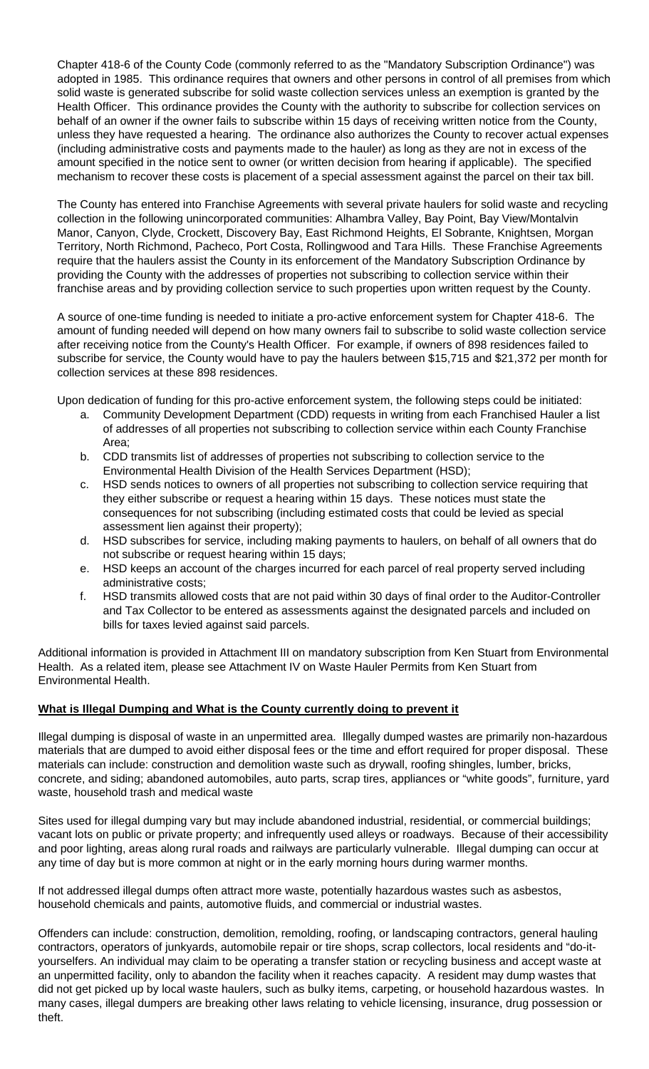Chapter 418-6 of the County Code (commonly referred to as the "Mandatory Subscription Ordinance") was adopted in 1985. This ordinance requires that owners and other persons in control of all premises from which solid waste is generated subscribe for solid waste collection services unless an exemption is granted by the Health Officer. This ordinance provides the County with the authority to subscribe for collection services on behalf of an owner if the owner fails to subscribe within 15 days of receiving written notice from the County, unless they have requested a hearing. The ordinance also authorizes the County to recover actual expenses (including administrative costs and payments made to the hauler) as long as they are not in excess of the amount specified in the notice sent to owner (or written decision from hearing if applicable). The specified mechanism to recover these costs is placement of a special assessment against the parcel on their tax bill.

The County has entered into Franchise Agreements with several private haulers for solid waste and recycling collection in the following unincorporated communities: Alhambra Valley, Bay Point, Bay View/Montalvin Manor, Canyon, Clyde, Crockett, Discovery Bay, East Richmond Heights, El Sobrante, Knightsen, Morgan Territory, North Richmond, Pacheco, Port Costa, Rollingwood and Tara Hills. These Franchise Agreements require that the haulers assist the County in its enforcement of the Mandatory Subscription Ordinance by providing the County with the addresses of properties not subscribing to collection service within their franchise areas and by providing collection service to such properties upon written request by the County.

A source of one-time funding is needed to initiate a pro-active enforcement system for Chapter 418-6. The amount of funding needed will depend on how many owners fail to subscribe to solid waste collection service after receiving notice from the County's Health Officer. For example, if owners of 898 residences failed to subscribe for service, the County would have to pay the haulers between $15,715 and $21,372 per month for collection services at these 898 residences.

Upon dedication of funding for this pro-active enforcement system, the following steps could be initiated:

a. Community Development Department (CDD) requests in writing from each Franchised Hauler a list of addresses of all properties not subscribing to collection service within each County Franchise Area;
b. CDD transmits list of addresses of properties not subscribing to collection service to the Environmental Health Division of the Health Services Department (HSD);
c. HSD sends notices to owners of all properties not subscribing to collection service requiring that they either subscribe or request a hearing within 15 days. These notices must state the consequences for not subscribing (including estimated costs that could be levied as special assessment lien against their property);
d. HSD subscribes for service, including making payments to haulers, on behalf of all owners that do not subscribe or request hearing within 15 days;
e. HSD keeps an account of the charges incurred for each parcel of real property served including administrative costs;
f. HSD transmits allowed costs that are not paid within 30 days of final order to the Auditor-Controller and Tax Collector to be entered as assessments against the designated parcels and included on bills for taxes levied against said parcels.

Additional information is provided in Attachment III on mandatory subscription from Ken Stuart from Environmental Health. As a related item, please see Attachment IV on Waste Hauler Permits from Ken Stuart from Environmental Health.

**What is Illegal Dumping and What is the County currently doing to prevent it**

Illegal dumping is disposal of waste in an unpermitted area. Illegally dumped wastes are primarily non-hazardous materials that are dumped to avoid either disposal fees or the time and effort required for proper disposal. These materials can include: construction and demolition waste such as drywall, roofing shingles, lumber, bricks, concrete, and siding; abandoned automobiles, auto parts, scrap tires, appliances or "white goods", furniture, yard waste, household trash and medical waste

Sites used for illegal dumping vary but may include abandoned industrial, residential, or commercial buildings; vacant lots on public or private property; and infrequently used alleys or roadways. Because of their accessibility and poor lighting, areas along rural roads and railways are particularly vulnerable. Illegal dumping can occur at any time of day but is more common at night or in the early morning hours during warmer months.

If not addressed illegal dumps often attract more waste, potentially hazardous wastes such as asbestos, household chemicals and paints, automotive fluids, and commercial or industrial wastes.

Offenders can include: construction, demolition, remolding, roofing, or landscaping contractors, general hauling contractors, operators of junkyards, automobile repair or tire shops, scrap collectors, local residents and "do-it-yourselfers. An individual may claim to be operating a transfer station or recycling business and accept waste at an unpermitted facility, only to abandon the facility when it reaches capacity. A resident may dump wastes that did not get picked up by local waste haulers, such as bulky items, carpeting, or household hazardous wastes. In many cases, illegal dumpers are breaking other laws relating to vehicle licensing, insurance, drug possession or theft.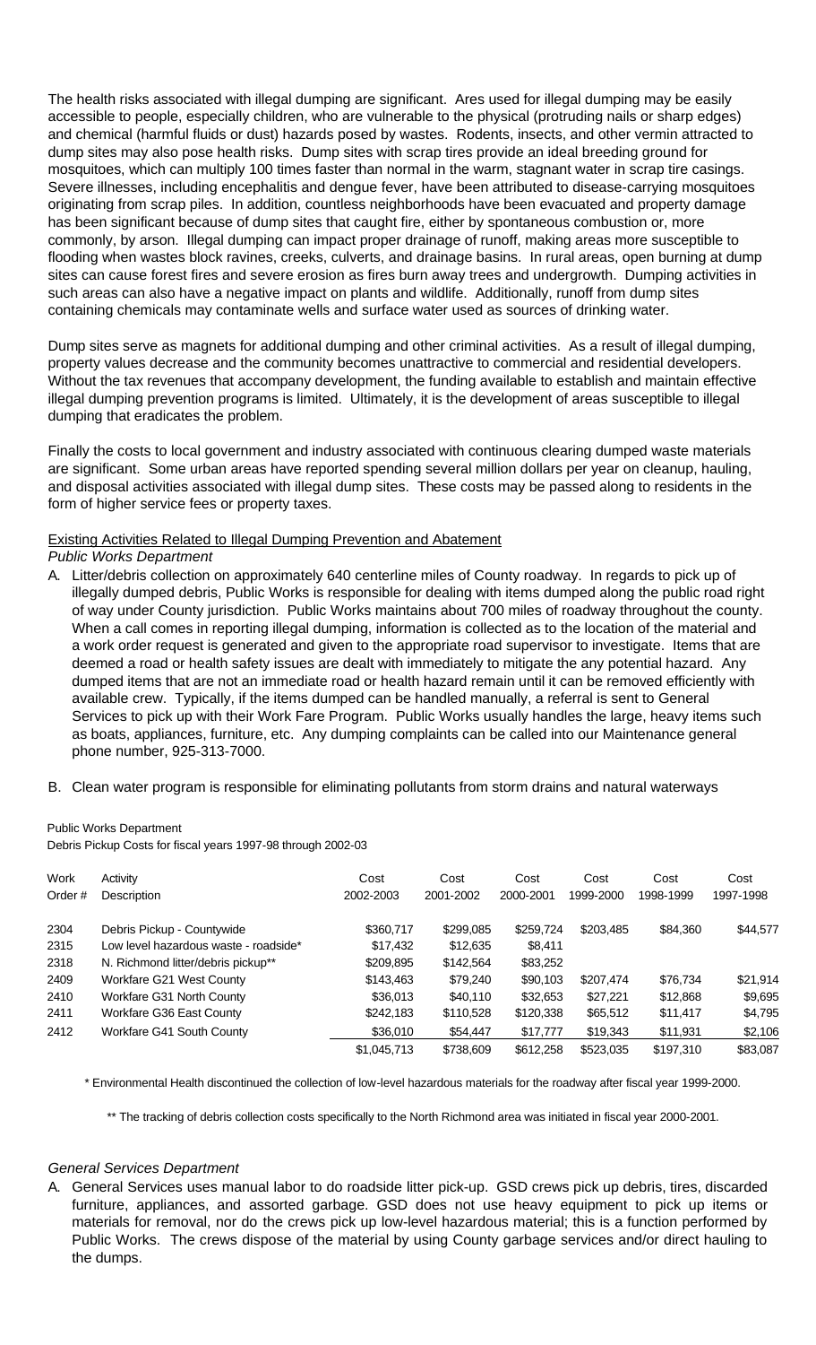The health risks associated with illegal dumping are significant. Ares used for illegal dumping may be easily accessible to people, especially children, who are vulnerable to the physical (protruding nails or sharp edges) and chemical (harmful fluids or dust) hazards posed by wastes. Rodents, insects, and other vermin attracted to dump sites may also pose health risks. Dump sites with scrap tires provide an ideal breeding ground for mosquitoes, which can multiply 100 times faster than normal in the warm, stagnant water in scrap tire casings. Severe illnesses, including encephalitis and dengue fever, have been attributed to disease-carrying mosquitoes originating from scrap piles. In addition, countless neighborhoods have been evacuated and property damage has been significant because of dump sites that caught fire, either by spontaneous combustion or, more commonly, by arson. Illegal dumping can impact proper drainage of runoff, making areas more susceptible to flooding when wastes block ravines, creeks, culverts, and drainage basins. In rural areas, open burning at dump sites can cause forest fires and severe erosion as fires burn away trees and undergrowth. Dumping activities in such areas can also have a negative impact on plants and wildlife. Additionally, runoff from dump sites containing chemicals may contaminate wells and surface water used as sources of drinking water.

Dump sites serve as magnets for additional dumping and other criminal activities. As a result of illegal dumping, property values decrease and the community becomes unattractive to commercial and residential developers. Without the tax revenues that accompany development, the funding available to establish and maintain effective illegal dumping prevention programs is limited. Ultimately, it is the development of areas susceptible to illegal dumping that eradicates the problem.

Finally the costs to local government and industry associated with continuous clearing dumped waste materials are significant. Some urban areas have reported spending several million dollars per year on cleanup, hauling, and disposal activities associated with illegal dump sites. These costs may be passed along to residents in the form of higher service fees or property taxes.

## Existing Activities Related to Illegal Dumping Prevention and Abatement

*Public Works Department*

A. Litter/debris collection on approximately 640 centerline miles of County roadway. In regards to pick up of illegally dumped debris, Public Works is responsible for dealing with items dumped along the public road right of way under County jurisdiction. Public Works maintains about 700 miles of roadway throughout the county. When a call comes in reporting illegal dumping, information is collected as to the location of the material and a work order request is generated and given to the appropriate road supervisor to investigate. Items that are deemed a road or health safety issues are dealt with immediately to mitigate the any potential hazard. Any dumped items that are not an immediate road or health hazard remain until it can be removed efficiently with available crew. Typically, if the items dumped can be handled manually, a referral is sent to General Services to pick up with their Work Fare Program. Public Works usually handles the large, heavy items such as boats, appliances, furniture, etc. Any dumping complaints can be called into our Maintenance general phone number, 925-313-7000.

B. Clean water program is responsible for eliminating pollutants from storm drains and natural waterways

Public Works Department
Debris Pickup Costs for fiscal years 1997-98 through 2002-03

| Work Order # | Activity Description | Cost 2002-2003 | Cost 2001-2002 | Cost 2000-2001 | Cost 1999-2000 | Cost 1998-1999 | Cost 1997-1998 |
|---|---|---|---|---|---|---|---|
| 2304 | Debris Pickup - Countywide | $360,717 | $299,085 | $259,724 | $203,485 | $84,360 | $44,577 |
| 2315 | Low level hazardous waste - roadside* | $17,432 | $12,635 | $8,411 | | | |
| 2318 | N. Richmond litter/debris pickup** | $209,895 | $142,564 | $83,252 | | | |
| 2409 | Workfare G21 West County | $143,463 | $79,240 | $90,103 | $207,474 | $76,734 | $21,914 |
| 2410 | Workfare G31 North County | $36,013 | $40,110 | $32,653 | $27,221 | $12,868 | $9,695 |
| 2411 | Workfare G36 East County | $242,183 | $110,528 | $120,338 | $65,512 | $11,417 | $4,795 |
| 2412 | Workfare G41 South County | $36,010 | $54,447 | $17,777 | $19,343 | $11,931 | $2,106 |
| | | $1,045,713 | $738,609 | $612,258 | $523,035 | $197,310 | $83,087 |

\* Environmental Health discontinued the collection of low-level hazardous materials for the roadway after fiscal year 1999-2000.

\*\* The tracking of debris collection costs specifically to the North Richmond area was initiated in fiscal year 2000-2001.

*General Services Department*

A. General Services uses manual labor to do roadside litter pick-up. GSD crews pick up debris, tires, discarded furniture, appliances, and assorted garbage. GSD does not use heavy equipment to pick up items or materials for removal, nor do the crews pick up low-level hazardous material; this is a function performed by Public Works. The crews dispose of the material by using County garbage services and/or direct hauling to the dumps.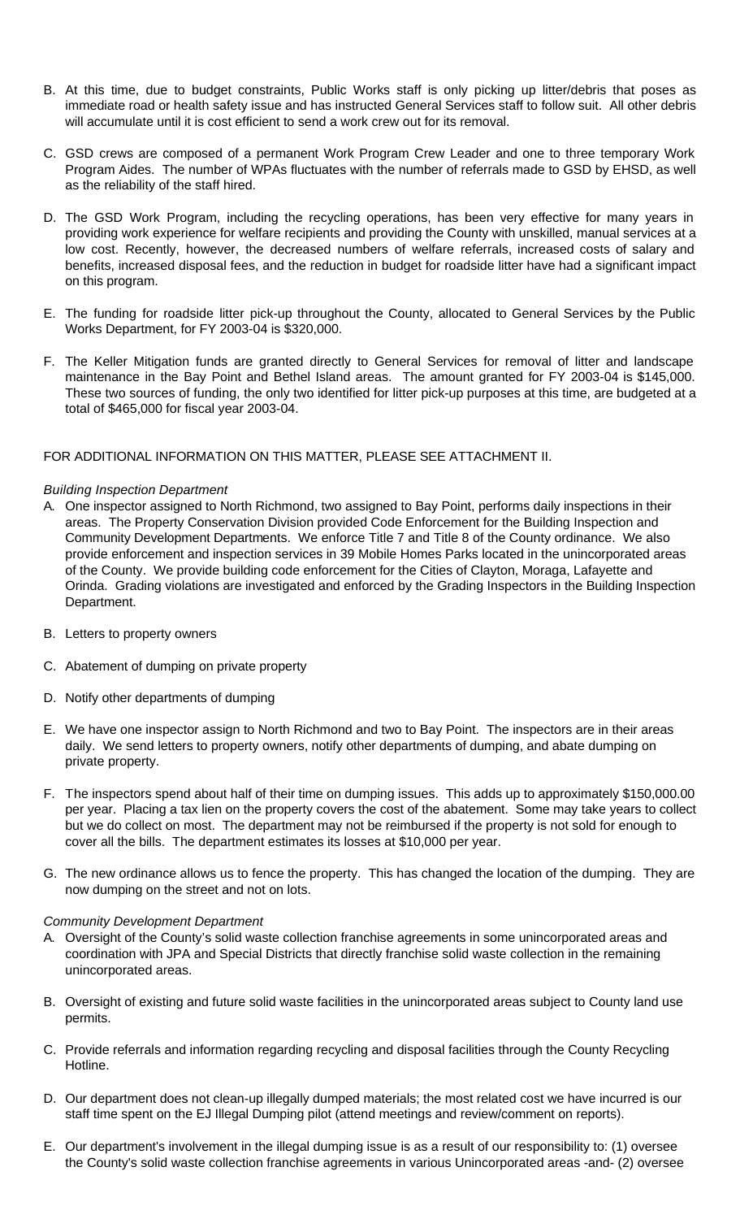B. At this time, due to budget constraints, Public Works staff is only picking up litter/debris that poses as immediate road or health safety issue and has instructed General Services staff to follow suit. All other debris will accumulate until it is cost efficient to send a work crew out for its removal.

C. GSD crews are composed of a permanent Work Program Crew Leader and one to three temporary Work Program Aides. The number of WPAs fluctuates with the number of referrals made to GSD by EHSD, as well as the reliability of the staff hired.

D. The GSD Work Program, including the recycling operations, has been very effective for many years in providing work experience for welfare recipients and providing the County with unskilled, manual services at a low cost. Recently, however, the decreased numbers of welfare referrals, increased costs of salary and benefits, increased disposal fees, and the reduction in budget for roadside litter have had a significant impact on this program.

E. The funding for roadside litter pick-up throughout the County, allocated to General Services by the Public Works Department, for FY 2003-04 is $320,000.

F. The Keller Mitigation funds are granted directly to General Services for removal of litter and landscape maintenance in the Bay Point and Bethel Island areas. The amount granted for FY 2003-04 is $145,000. These two sources of funding, the only two identified for litter pick-up purposes at this time, are budgeted at a total of $465,000 for fiscal year 2003-04.

FOR ADDITIONAL INFORMATION ON THIS MATTER, PLEASE SEE ATTACHMENT II.

*Building Inspection Department*

A. One inspector assigned to North Richmond, two assigned to Bay Point, performs daily inspections in their areas. The Property Conservation Division provided Code Enforcement for the Building Inspection and Community Development Departments. We enforce Title 7 and Title 8 of the County ordinance. We also provide enforcement and inspection services in 39 Mobile Homes Parks located in the unincorporated areas of the County. We provide building code enforcement for the Cities of Clayton, Moraga, Lafayette and Orinda. Grading violations are investigated and enforced by the Grading Inspectors in the Building Inspection Department.

B. Letters to property owners

C. Abatement of dumping on private property

D. Notify other departments of dumping

E. We have one inspector assign to North Richmond and two to Bay Point. The inspectors are in their areas daily. We send letters to property owners, notify other departments of dumping, and abate dumping on private property.

F. The inspectors spend about half of their time on dumping issues. This adds up to approximately $150,000.00 per year. Placing a tax lien on the property covers the cost of the abatement. Some may take years to collect but we do collect on most. The department may not be reimbursed if the property is not sold for enough to cover all the bills. The department estimates its losses at $10,000 per year.

G. The new ordinance allows us to fence the property. This has changed the location of the dumping. They are now dumping on the street and not on lots.

*Community Development Department*

A. Oversight of the County's solid waste collection franchise agreements in some unincorporated areas and coordination with JPA and Special Districts that directly franchise solid waste collection in the remaining unincorporated areas.

B. Oversight of existing and future solid waste facilities in the unincorporated areas subject to County land use permits.

C. Provide referrals and information regarding recycling and disposal facilities through the County Recycling Hotline.

D. Our department does not clean-up illegally dumped materials; the most related cost we have incurred is our staff time spent on the EJ Illegal Dumping pilot (attend meetings and review/comment on reports).

E. Our department's involvement in the illegal dumping issue is as a result of our responsibility to: (1) oversee the County's solid waste collection franchise agreements in various Unincorporated areas -and- (2) oversee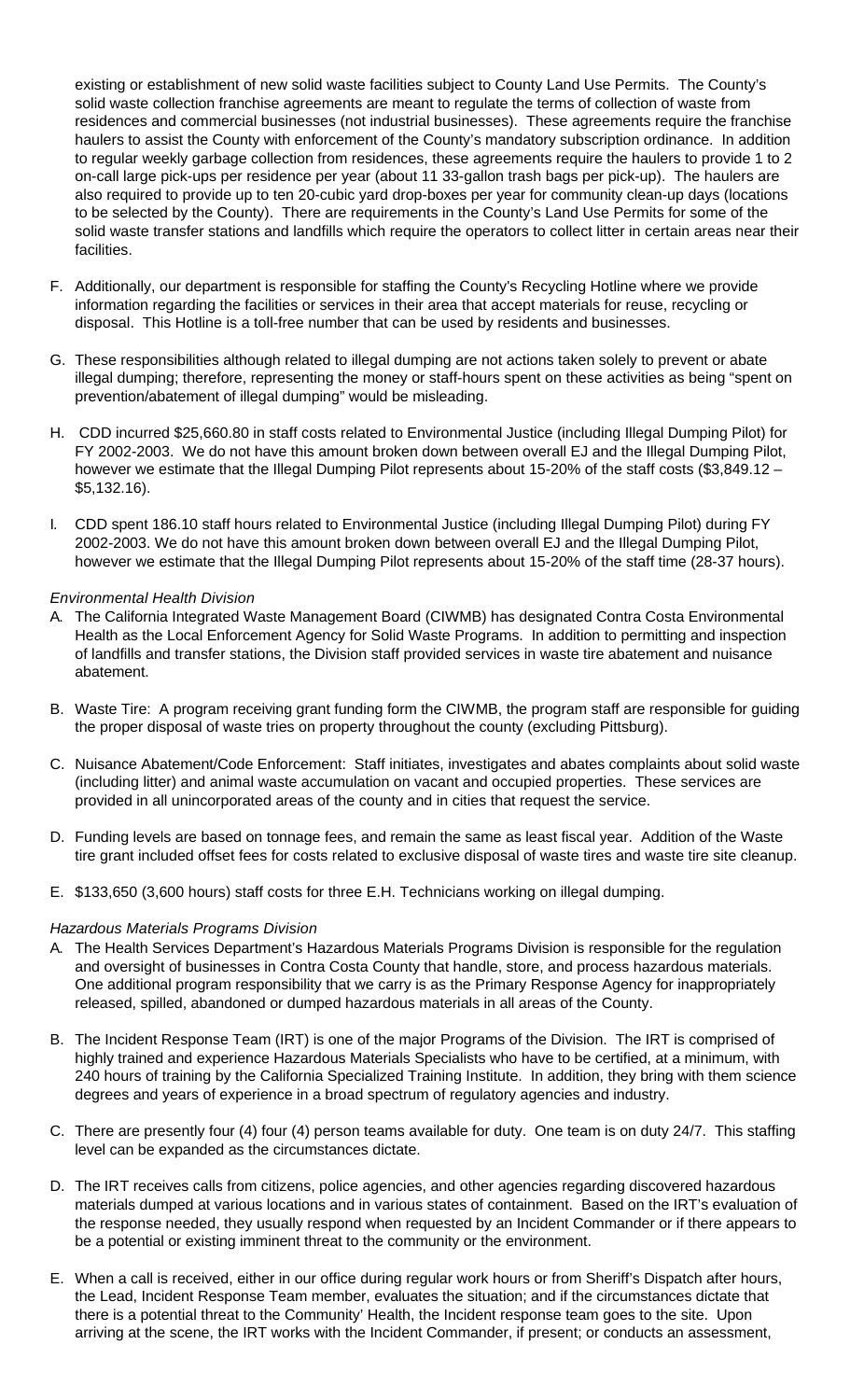existing or establishment of new solid waste facilities subject to County Land Use Permits. The County's solid waste collection franchise agreements are meant to regulate the terms of collection of waste from residences and commercial businesses (not industrial businesses). These agreements require the franchise haulers to assist the County with enforcement of the County's mandatory subscription ordinance. In addition to regular weekly garbage collection from residences, these agreements require the haulers to provide 1 to 2 on-call large pick-ups per residence per year (about 11 33-gallon trash bags per pick-up). The haulers are also required to provide up to ten 20-cubic yard drop-boxes per year for community clean-up days (locations to be selected by the County). There are requirements in the County's Land Use Permits for some of the solid waste transfer stations and landfills which require the operators to collect litter in certain areas near their facilities.

F. Additionally, our department is responsible for staffing the County's Recycling Hotline where we provide information regarding the facilities or services in their area that accept materials for reuse, recycling or disposal. This Hotline is a toll-free number that can be used by residents and businesses.

G. These responsibilities although related to illegal dumping are not actions taken solely to prevent or abate illegal dumping; therefore, representing the money or staff-hours spent on these activities as being "spent on prevention/abatement of illegal dumping" would be misleading.

H. CDD incurred $25,660.80 in staff costs related to Environmental Justice (including Illegal Dumping Pilot) for FY 2002-2003. We do not have this amount broken down between overall EJ and the Illegal Dumping Pilot, however we estimate that the Illegal Dumping Pilot represents about 15-20% of the staff costs ($3,849.12 – $5,132.16).

I. CDD spent 186.10 staff hours related to Environmental Justice (including Illegal Dumping Pilot) during FY 2002-2003. We do not have this amount broken down between overall EJ and the Illegal Dumping Pilot, however we estimate that the Illegal Dumping Pilot represents about 15-20% of the staff time (28-37 hours).

*Environmental Health Division*

A. The California Integrated Waste Management Board (CIWMB) has designated Contra Costa Environmental Health as the Local Enforcement Agency for Solid Waste Programs. In addition to permitting and inspection of landfills and transfer stations, the Division staff provided services in waste tire abatement and nuisance abatement.

B. Waste Tire: A program receiving grant funding form the CIWMB, the program staff are responsible for guiding the proper disposal of waste tries on property throughout the county (excluding Pittsburg).

C. Nuisance Abatement/Code Enforcement: Staff initiates, investigates and abates complaints about solid waste (including litter) and animal waste accumulation on vacant and occupied properties. These services are provided in all unincorporated areas of the county and in cities that request the service.

D. Funding levels are based on tonnage fees, and remain the same as least fiscal year. Addition of the Waste tire grant included offset fees for costs related to exclusive disposal of waste tires and waste tire site cleanup.

E. $133,650 (3,600 hours) staff costs for three E.H. Technicians working on illegal dumping.

*Hazardous Materials Programs Division*

A. The Health Services Department's Hazardous Materials Programs Division is responsible for the regulation and oversight of businesses in Contra Costa County that handle, store, and process hazardous materials. One additional program responsibility that we carry is as the Primary Response Agency for inappropriately released, spilled, abandoned or dumped hazardous materials in all areas of the County.

B. The Incident Response Team (IRT) is one of the major Programs of the Division. The IRT is comprised of highly trained and experience Hazardous Materials Specialists who have to be certified, at a minimum, with 240 hours of training by the California Specialized Training Institute. In addition, they bring with them science degrees and years of experience in a broad spectrum of regulatory agencies and industry.

C. There are presently four (4) four (4) person teams available for duty. One team is on duty 24/7. This staffing level can be expanded as the circumstances dictate.

D. The IRT receives calls from citizens, police agencies, and other agencies regarding discovered hazardous materials dumped at various locations and in various states of containment. Based on the IRT's evaluation of the response needed, they usually respond when requested by an Incident Commander or if there appears to be a potential or existing imminent threat to the community or the environment.

E. When a call is received, either in our office during regular work hours or from Sheriff's Dispatch after hours, the Lead, Incident Response Team member, evaluates the situation; and if the circumstances dictate that there is a potential threat to the Community' Health, the Incident response team goes to the site. Upon arriving at the scene, the IRT works with the Incident Commander, if present; or conducts an assessment,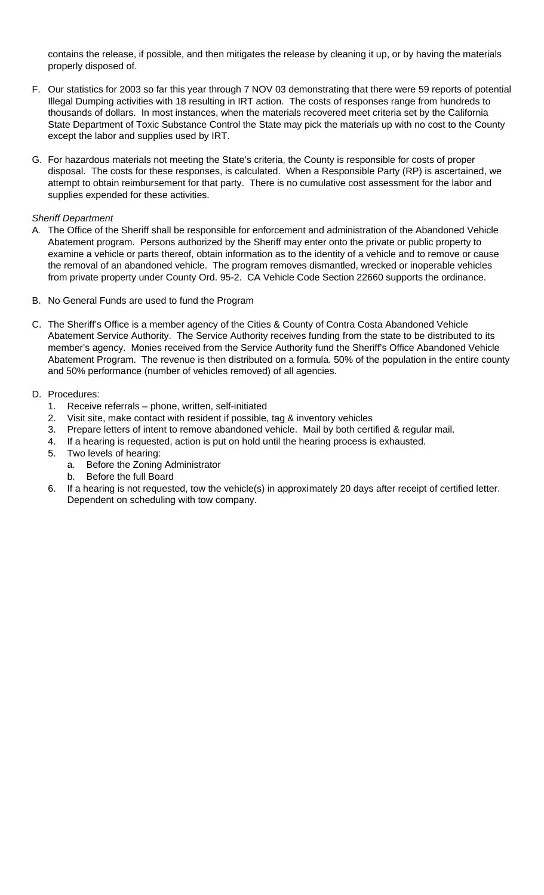contains the release, if possible, and then mitigates the release by cleaning it up, or by having the materials properly disposed of.

F. Our statistics for 2003 so far this year through 7 NOV 03 demonstrating that there were 59 reports of potential Illegal Dumping activities with 18 resulting in IRT action. The costs of responses range from hundreds to thousands of dollars. In most instances, when the materials recovered meet criteria set by the California State Department of Toxic Substance Control the State may pick the materials up with no cost to the County except the labor and supplies used by IRT.

G. For hazardous materials not meeting the State's criteria, the County is responsible for costs of proper disposal. The costs for these responses, is calculated. When a Responsible Party (RP) is ascertained, we attempt to obtain reimbursement for that party. There is no cumulative cost assessment for the labor and supplies expended for these activities.

*Sheriff Department*

A. The Office of the Sheriff shall be responsible for enforcement and administration of the Abandoned Vehicle Abatement program. Persons authorized by the Sheriff may enter onto the private or public property to examine a vehicle or parts thereof, obtain information as to the identity of a vehicle and to remove or cause the removal of an abandoned vehicle. The program removes dismantled, wrecked or inoperable vehicles from private property under County Ord. 95-2. CA Vehicle Code Section 22660 supports the ordinance.

B. No General Funds are used to fund the Program

C. The Sheriff's Office is a member agency of the Cities & County of Contra Costa Abandoned Vehicle Abatement Service Authority. The Service Authority receives funding from the state to be distributed to its member's agency. Monies received from the Service Authority fund the Sheriff's Office Abandoned Vehicle Abatement Program. The revenue is then distributed on a formula. 50% of the population in the entire county and 50% performance (number of vehicles removed) of all agencies.

D. Procedures:
   1. Receive referrals – phone, written, self-initiated
   2. Visit site, make contact with resident if possible, tag & inventory vehicles
   3. Prepare letters of intent to remove abandoned vehicle. Mail by both certified & regular mail.
   4. If a hearing is requested, action is put on hold until the hearing process is exhausted.
   5. Two levels of hearing:
      a. Before the Zoning Administrator
      b. Before the full Board
   6. If a hearing is not requested, tow the vehicle(s) in approximately 20 days after receipt of certified letter. Dependent on scheduling with tow company.